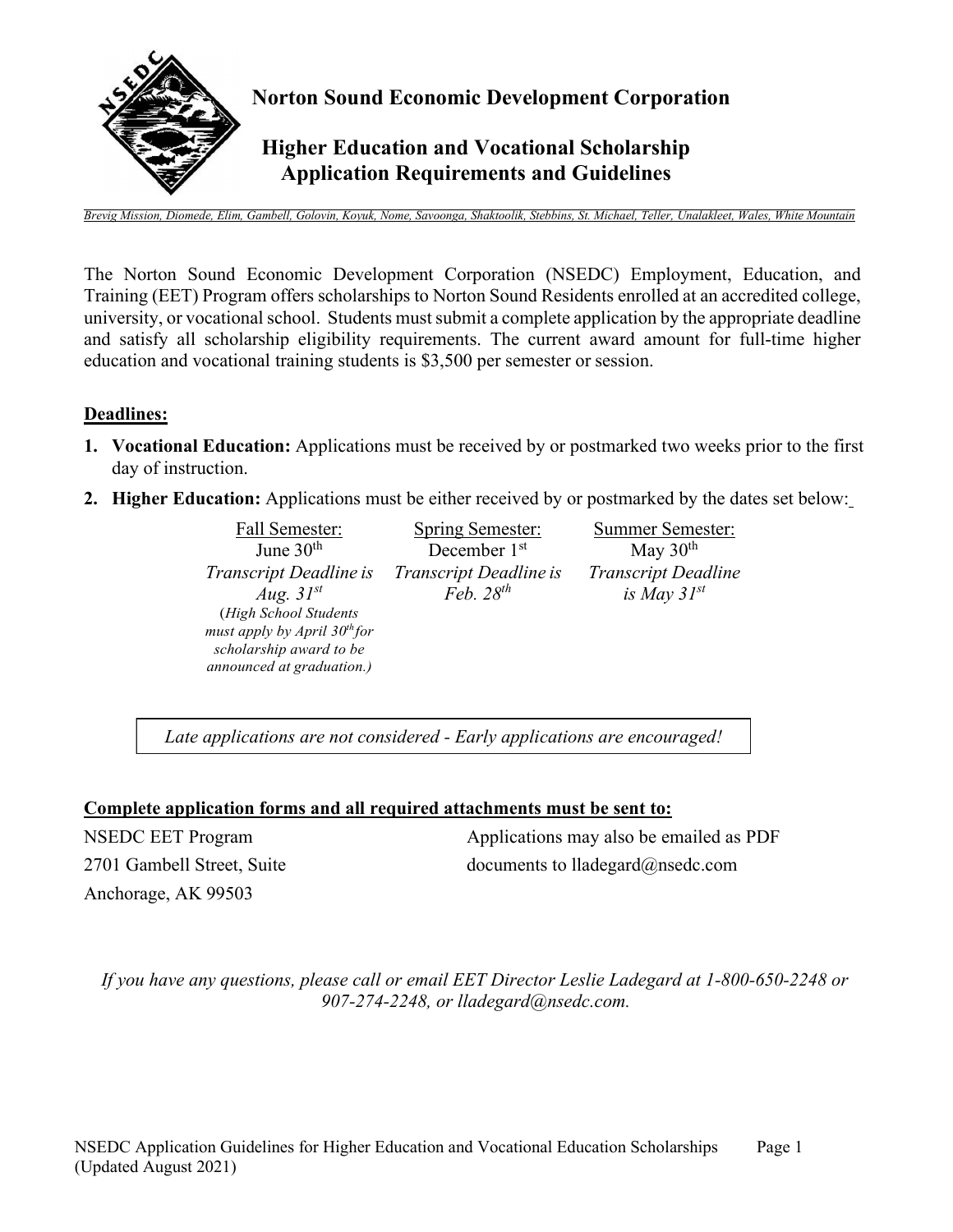# Norton Sound Economic Development Corporation

## Higher Education and Vocational Scholarship Application Requirements and Guidelines

*Brevig Mission, Diomede, Elim, Gambell, Golovin, Koyuk, Nome, Savoonga, Shaktoolik, Stebbins, St. Michael, Teller, Unalakleet, Wales, White Mountain*

The Norton Sound Economic Development Corporation (NSEDC) Employment, Education, and Training (EET) Program offers scholarships to Norton Sound Residents enrolled at an accredited college, university, or vocational school. Students must submit a complete application by the appropriate deadline and satisfy all scholarship eligibility requirements. The current award amount for full-time higher education and vocational training students is $3,500 per semester or session.

**Deadlines:**

1. **Vocational Education:** Applications must be received by or postmarked two weeks prior to the first day of instruction.
2. **Higher Education:** Applications must be either received by or postmarked by the dates set below:

| Fall Semester: | Spring Semester: | Summer Semester: |
|---|---|---|
| June 30th | December 1st | May 30th |
| *Transcript Deadline is Aug. 31st* | *Transcript Deadline is Feb. 28th* | *Transcript Deadline is May 31st* |
| *(High School Students must apply by April 30th for scholarship award to be announced at graduation.)* | | |

*Late applications are not considered - Early applications are encouraged!*

**Complete application forms and all required attachments must be sent to:**

NSEDC EET Program
2701 Gambell Street, Suite
Anchorage, AK 99503

Applications may also be emailed as PDF documents to lladegard@nsedc.com

*If you have any questions, please call or email EET Director Leslie Ladegard at 1-800-650-2248 or 907-274-2248, or lladegard@nsedc.com.*

NSEDC Application Guidelines for Higher Education and Vocational Education Scholarships
(Updated August 2021)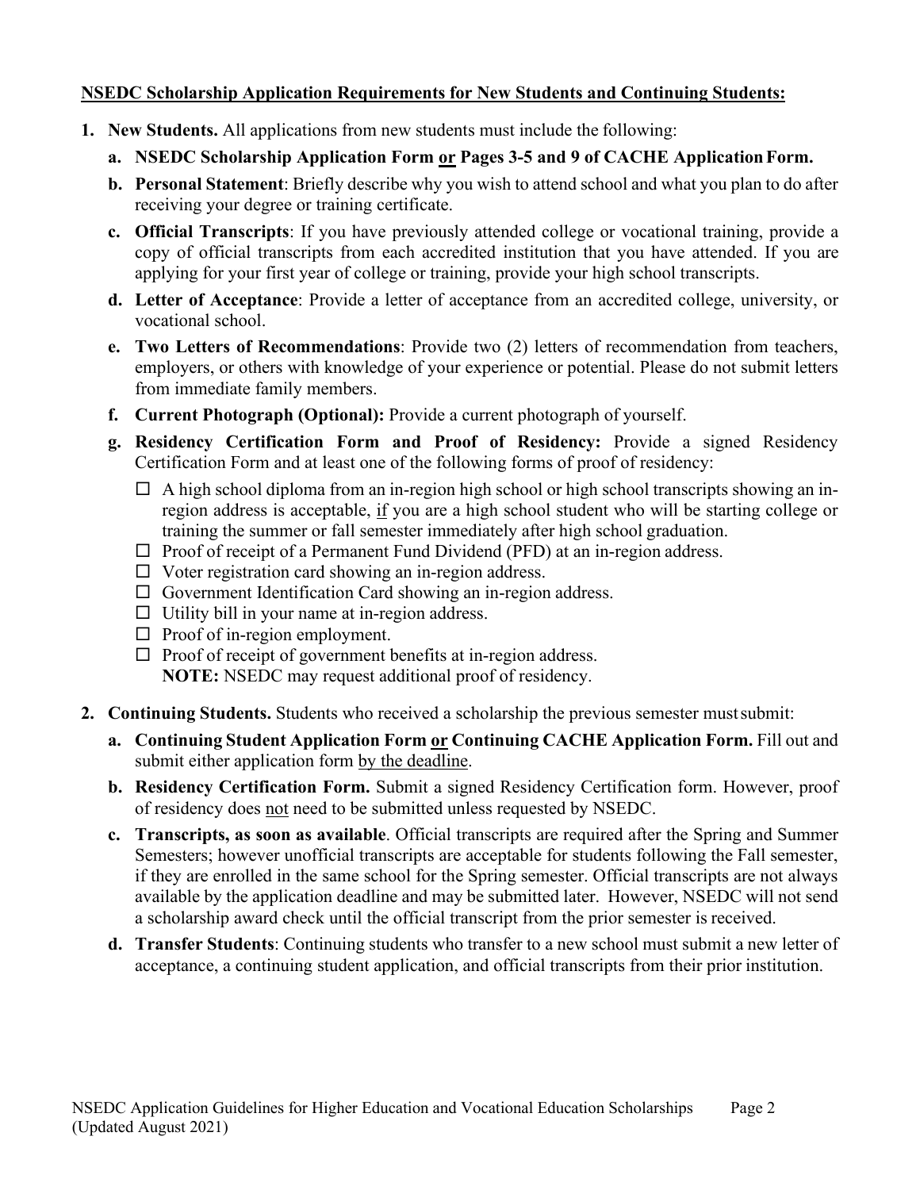**<u>NSEDC Scholarship Application Requirements for New Students and Continuing Students:</u>**

1. **New Students.** All applications from new students must include the following:
    a. **NSEDC Scholarship Application Form <u>or</u> Pages 3-5 and 9 of CACHE Application Form.**
    b. **Personal Statement**: Briefly describe why you wish to attend school and what you plan to do after receiving your degree or training certificate.
    c. **Official Transcripts**: If you have previously attended college or vocational training, provide a copy of official transcripts from each accredited institution that you have attended. If you are applying for your first year of college or training, provide your high school transcripts.
    d. **Letter of Acceptance**: Provide a letter of acceptance from an accredited college, university, or vocational school.
    e. **Two Letters of Recommendations**: Provide two (2) letters of recommendation from teachers, employers, or others with knowledge of your experience or potential. Please do not submit letters from immediate family members.
    f. **Current Photograph (Optional):** Provide a current photograph of yourself.
    g. **Residency Certification Form and Proof of Residency:** Provide a signed Residency Certification Form and at least one of the following forms of proof of residency:
        - ☐ A high school diploma from an in-region high school or high school transcripts showing an in-region address is acceptable, <u>if</u> you are a high school student who will be starting college or training the summer or fall semester immediately after high school graduation.
        - ☐ Proof of receipt of a Permanent Fund Dividend (PFD) at an in-region address.
        - ☐ Voter registration card showing an in-region address.
        - ☐ Government Identification Card showing an in-region address.
        - ☐ Utility bill in your name at in-region address.
        - ☐ Proof of in-region employment.
        - ☐ Proof of receipt of government benefits at in-region address.

        **NOTE:** NSEDC may request additional proof of residency.

2. **Continuing Students.** Students who received a scholarship the previous semester must submit:
    a. **Continuing Student Application Form <u>or</u> Continuing CACHE Application Form.** Fill out and submit either application form <u>by the deadline</u>.
    b. **Residency Certification Form.** Submit a signed Residency Certification form. However, proof of residency does <u>not</u> need to be submitted unless requested by NSEDC.
    c. **Transcripts, as soon as available**. Official transcripts are required after the Spring and Summer Semesters; however unofficial transcripts are acceptable for students following the Fall semester, if they are enrolled in the same school for the Spring semester. Official transcripts are not always available by the application deadline and may be submitted later. However, NSEDC will not send a scholarship award check until the official transcript from the prior semester is received.
    d. **Transfer Students**: Continuing students who transfer to a new school must submit a new letter of acceptance, a continuing student application, and official transcripts from their prior institution.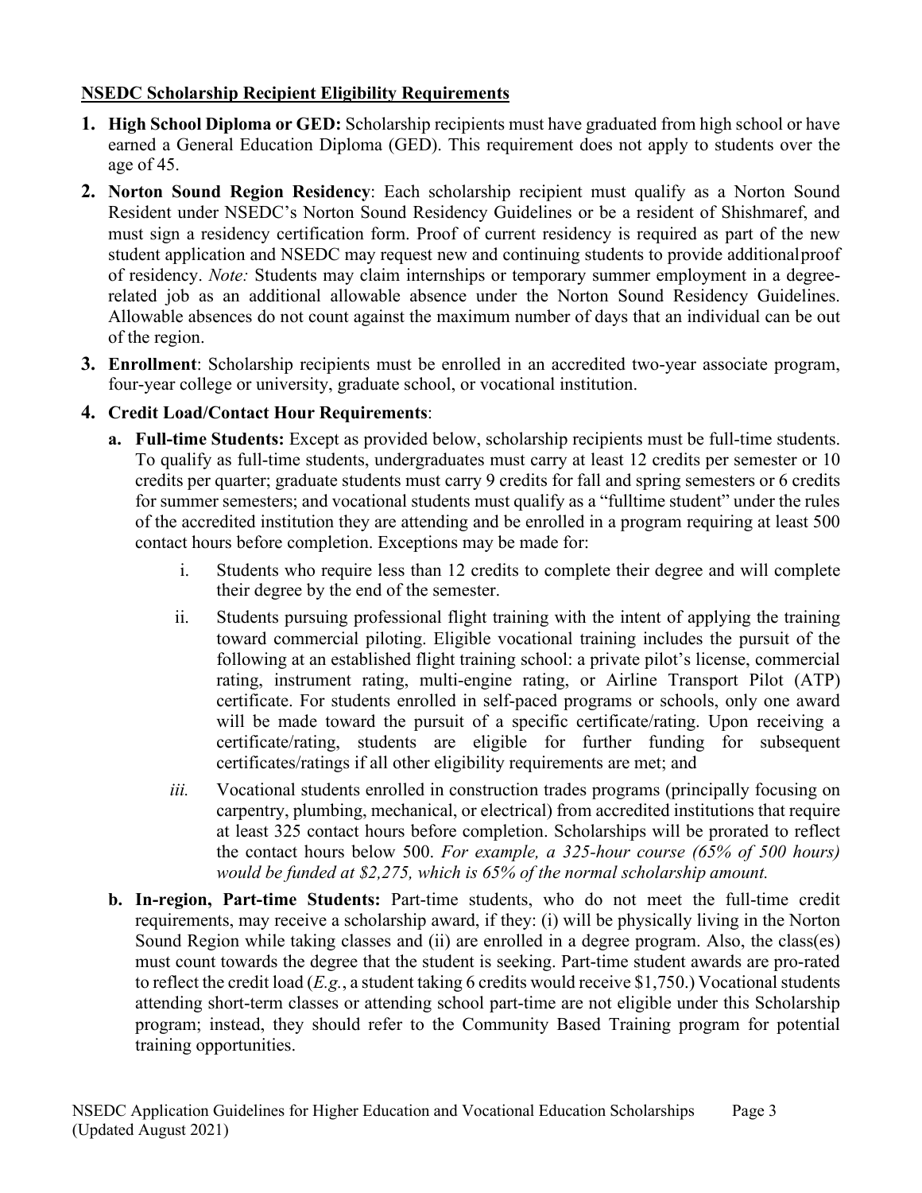**NSEDC Scholarship Recipient Eligibility Requirements**

1. **High School Diploma or GED:** Scholarship recipients must have graduated from high school or have earned a General Education Diploma (GED). This requirement does not apply to students over the age of 45.
2. **Norton Sound Region Residency**: Each scholarship recipient must qualify as a Norton Sound Resident under NSEDC's Norton Sound Residency Guidelines or be a resident of Shishmaref, and must sign a residency certification form. Proof of current residency is required as part of the new student application and NSEDC may request new and continuing students to provide additional proof of residency. *Note:* Students may claim internships or temporary summer employment in a degree-related job as an additional allowable absence under the Norton Sound Residency Guidelines. Allowable absences do not count against the maximum number of days that an individual can be out of the region.
3. **Enrollment**: Scholarship recipients must be enrolled in an accredited two-year associate program, four-year college or university, graduate school, or vocational institution.
4. **Credit Load/Contact Hour Requirements**:
   a. **Full-time Students:** Except as provided below, scholarship recipients must be full-time students. To qualify as full-time students, undergraduates must carry at least 12 credits per semester or 10 credits per quarter; graduate students must carry 9 credits for fall and spring semesters or 6 credits for summer semesters; and vocational students must qualify as a "fulltime student" under the rules of the accredited institution they are attending and be enrolled in a program requiring at least 500 contact hours before completion. Exceptions may be made for:
      i. Students who require less than 12 credits to complete their degree and will complete their degree by the end of the semester.
      ii. Students pursuing professional flight training with the intent of applying the training toward commercial piloting. Eligible vocational training includes the pursuit of the following at an established flight training school: a private pilot's license, commercial rating, instrument rating, multi-engine rating, or Airline Transport Pilot (ATP) certificate. For students enrolled in self-paced programs or schools, only one award will be made toward the pursuit of a specific certificate/rating. Upon receiving a certificate/rating, students are eligible for further funding for subsequent certificates/ratings if all other eligibility requirements are met; and
      *iii.* Vocational students enrolled in construction trades programs (principally focusing on carpentry, plumbing, mechanical, or electrical) from accredited institutions that require at least 325 contact hours before completion. Scholarships will be prorated to reflect the contact hours below 500. *For example, a 325-hour course (65% of 500 hours) would be funded at $2,275, which is 65% of the normal scholarship amount.*

   b. **In-region, Part-time Students:** Part-time students, who do not meet the full-time credit requirements, may receive a scholarship award, if they: (i) will be physically living in the Norton Sound Region while taking classes and (ii) are enrolled in a degree program. Also, the class(es) must count towards the degree that the student is seeking. Part-time student awards are pro-rated to reflect the credit load (*E.g.*, a student taking 6 credits would receive $1,750.) Vocational students attending short-term classes or attending school part-time are not eligible under this Scholarship program; instead, they should refer to the Community Based Training program for potential training opportunities.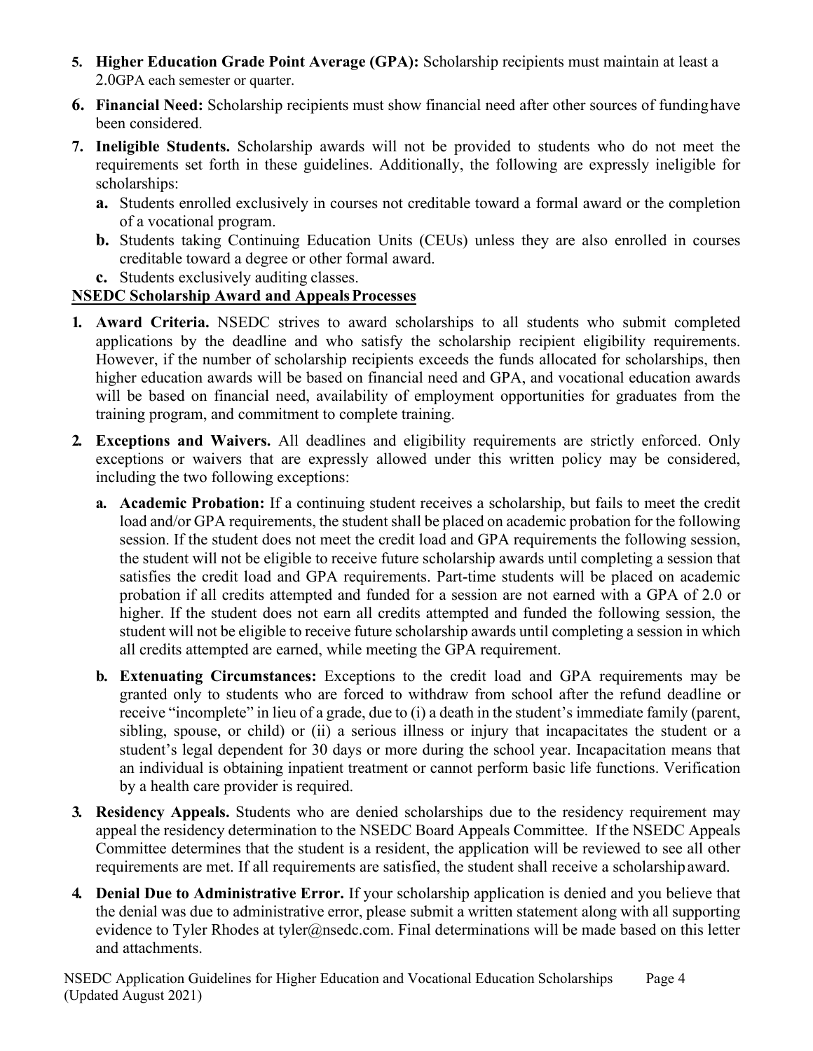5. **Higher Education Grade Point Average (GPA):** Scholarship recipients must maintain at least a 2.0GPA each semester or quarter.
6. **Financial Need:** Scholarship recipients must show financial need after other sources of funding have been considered.
7. **Ineligible Students.** Scholarship awards will not be provided to students who do not meet the requirements set forth in these guidelines. Additionally, the following are expressly ineligible for scholarships:
   - **a.** Students enrolled exclusively in courses not creditable toward a formal award or the completion of a vocational program.
   - **b.** Students taking Continuing Education Units (CEUs) unless they are also enrolled in courses creditable toward a degree or other formal award.
   - **c.** Students exclusively auditing classes.

**<u>NSEDC Scholarship Award and Appeals Processes</u>**

1. **Award Criteria.** NSEDC strives to award scholarships to all students who submit completed applications by the deadline and who satisfy the scholarship recipient eligibility requirements. However, if the number of scholarship recipients exceeds the funds allocated for scholarships, then higher education awards will be based on financial need and GPA, and vocational education awards will be based on financial need, availability of employment opportunities for graduates from the training program, and commitment to complete training.
2. **Exceptions and Waivers.** All deadlines and eligibility requirements are strictly enforced. Only exceptions or waivers that are expressly allowed under this written policy may be considered, including the two following exceptions:
   - **a. Academic Probation:** If a continuing student receives a scholarship, but fails to meet the credit load and/or GPA requirements, the student shall be placed on academic probation for the following session. If the student does not meet the credit load and GPA requirements the following session, the student will not be eligible to receive future scholarship awards until completing a session that satisfies the credit load and GPA requirements. Part-time students will be placed on academic probation if all credits attempted and funded for a session are not earned with a GPA of 2.0 or higher. If the student does not earn all credits attempted and funded the following session, the student will not be eligible to receive future scholarship awards until completing a session in which all credits attempted are earned, while meeting the GPA requirement.
   - **b. Extenuating Circumstances:** Exceptions to the credit load and GPA requirements may be granted only to students who are forced to withdraw from school after the refund deadline or receive "incomplete" in lieu of a grade, due to (i) a death in the student's immediate family (parent, sibling, spouse, or child) or (ii) a serious illness or injury that incapacitates the student or a student's legal dependent for 30 days or more during the school year. Incapacitation means that an individual is obtaining inpatient treatment or cannot perform basic life functions. Verification by a health care provider is required.
3. **Residency Appeals.** Students who are denied scholarships due to the residency requirement may appeal the residency determination to the NSEDC Board Appeals Committee. If the NSEDC Appeals Committee determines that the student is a resident, the application will be reviewed to see all other requirements are met. If all requirements are satisfied, the student shall receive a scholarship award.
4. **Denial Due to Administrative Error.** If your scholarship application is denied and you believe that the denial was due to administrative error, please submit a written statement along with all supporting evidence to Tyler Rhodes at tyler@nsedc.com. Final determinations will be made based on this letter and attachments.